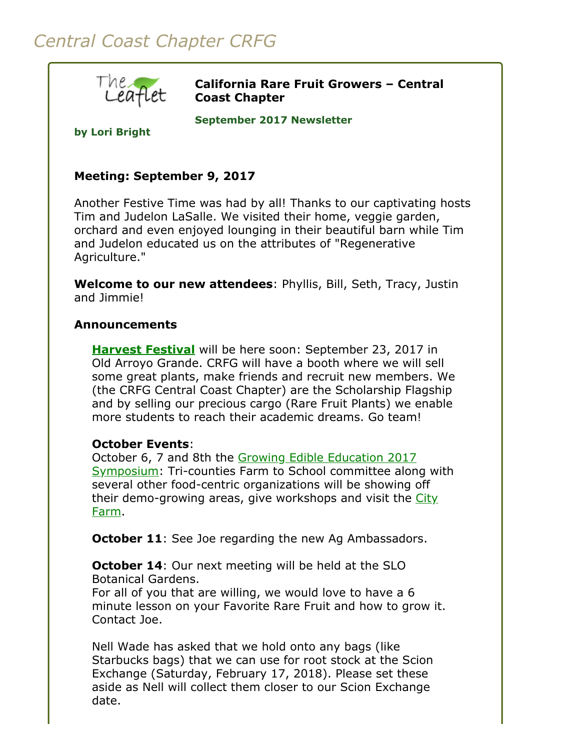# Central Coast Chapter CRFG

**California Rare Fruit Growers – Central Coast Chapter**

**September 2017 Newsletter**

**by Lori Bright**

### Meeting: September 9, 2017

Another Festive Time was had by all! Thanks to our captivating hosts Tim and Judelon LaSalle. We visited their home, veggie garden, orchard and even enjoyed lounging in their beautiful barn while Tim and Judelon educated us on the attributes of "Regenerative Agriculture."

**Welcome to our new attendees**: Phyllis, Bill, Seth, Tracy, Justin and Jimmie!

### Announcements

**Harvest Festival** will be here soon: September 23, 2017 in Old Arroyo Grande. CRFG will have a booth where we will sell some great plants, make friends and recruit new members. We (the CRFG Central Coast Chapter) are the Scholarship Flagship and by selling our precious cargo (Rare Fruit Plants) we enable more students to reach their academic dreams. Go team!

**October Events**:
October 6, 7 and 8th the Growing Edible Education 2017 Symposium: Tri-counties Farm to School committee along with several other food-centric organizations will be showing off their demo-growing areas, give workshops and visit the City Farm.

**October 11**: See Joe regarding the new Ag Ambassadors.

**October 14**: Our next meeting will be held at the SLO Botanical Gardens.
For all of you that are willing, we would love to have a 6 minute lesson on your Favorite Rare Fruit and how to grow it. Contact Joe.

Nell Wade has asked that we hold onto any bags (like Starbucks bags) that we can use for root stock at the Scion Exchange (Saturday, February 17, 2018). Please set these aside as Nell will collect them closer to our Scion Exchange date.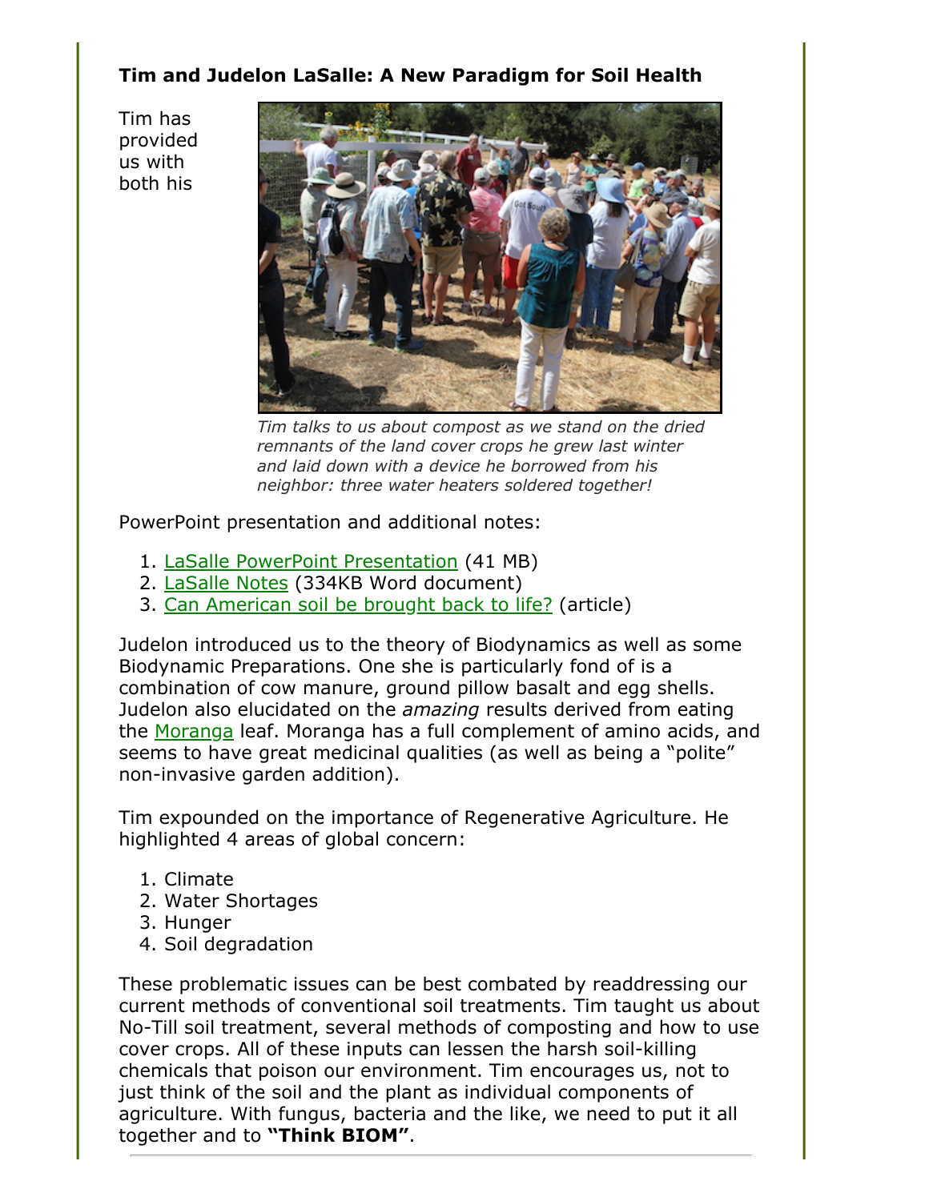**Tim and Judelon LaSalle: A New Paradigm for Soil Health**

Tim has provided us with both his

*Tim talks to us about compost as we stand on the dried remnants of the land cover crops he grew last winter and laid down with a device he borrowed from his neighbor: three water heaters soldered together!*

PowerPoint presentation and additional notes:

1. LaSalle PowerPoint Presentation (41 MB)
2. LaSalle Notes (334KB Word document)
3. Can American soil be brought back to life? (article)

Judelon introduced us to the theory of Biodynamics as well as some Biodynamic Preparations. One she is particularly fond of is a combination of cow manure, ground pillow basalt and egg shells. Judelon also elucidated on the *amazing* results derived from eating the Moranga leaf. Moranga has a full complement of amino acids, and seems to have great medicinal qualities (as well as being a "polite" non-invasive garden addition).

Tim expounded on the importance of Regenerative Agriculture. He highlighted 4 areas of global concern:

1. Climate
2. Water Shortages
3. Hunger
4. Soil degradation

These problematic issues can be best combated by readdressing our current methods of conventional soil treatments. Tim taught us about No-Till soil treatment, several methods of composting and how to use cover crops. All of these inputs can lessen the harsh soil-killing chemicals that poison our environment. Tim encourages us, not to just think of the soil and the plant as individual components of agriculture. With fungus, bacteria and the like, we need to put it all together and to **"Think BIOM"**.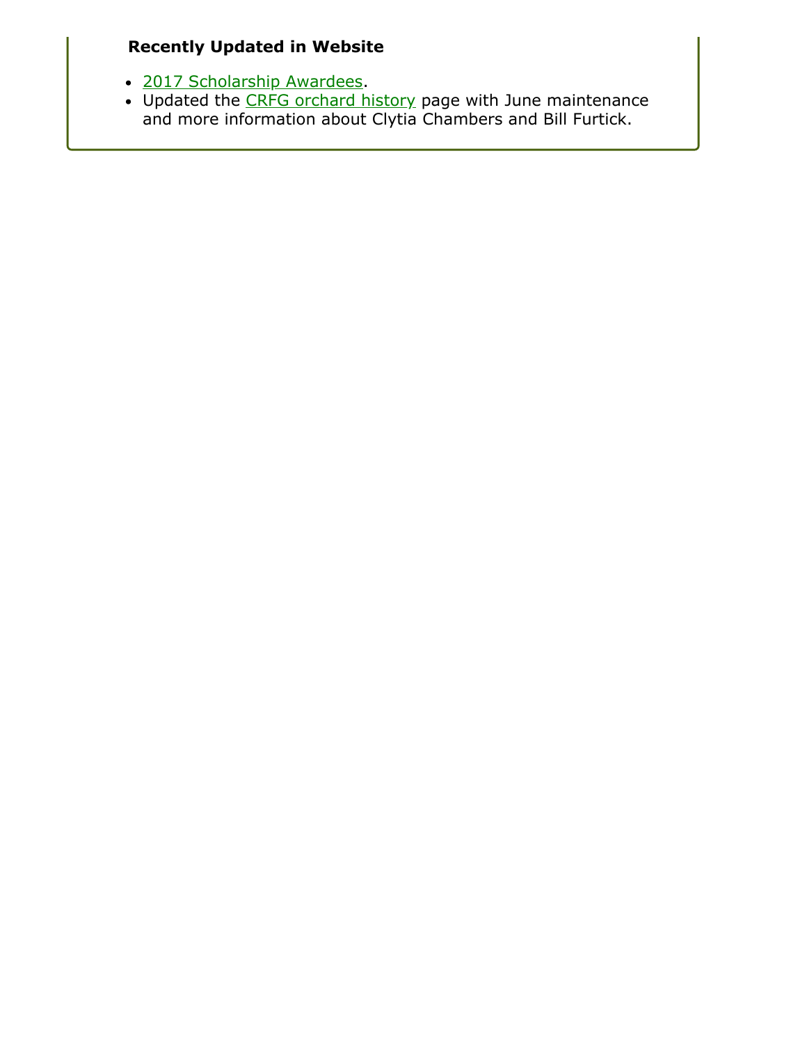### Recently Updated in Website

- 2017 Scholarship Awardees.
- Updated the CRFG orchard history page with June maintenance and more information about Clytia Chambers and Bill Furtick.